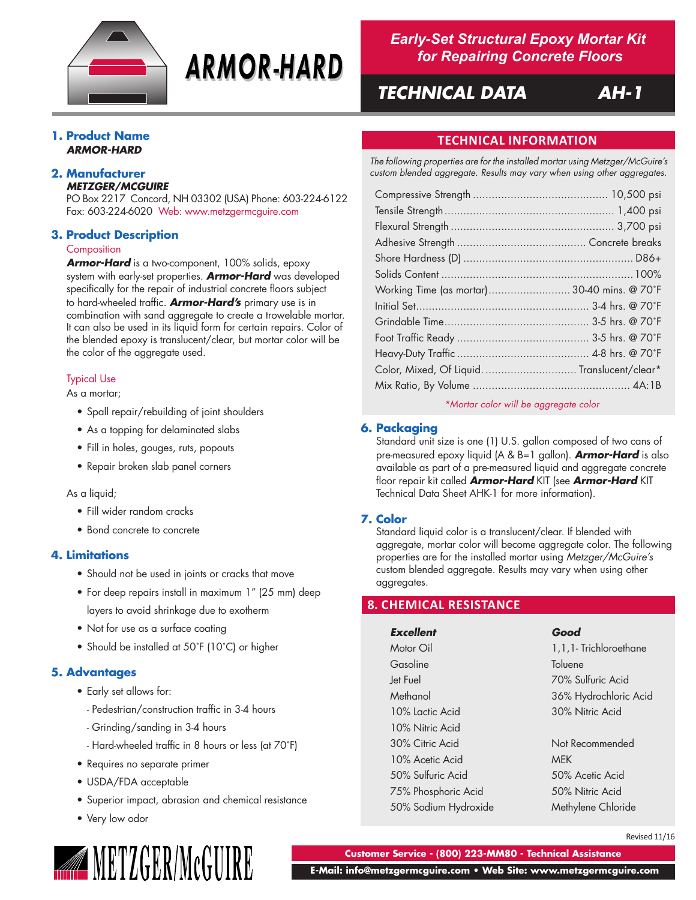# ARMOR-HARD

**Early-Set Structural Epoxy Mortar Kit for Repairing Concrete Floors**

**TECHNICAL DATA AH-1**

## 1. Product Name

***ARMOR-HARD***

## 2. Manufacturer

***METZGER/MCGUIRE***
PO Box 2217 Concord, NH 03302 (USA) Phone: 603-224-6122
Fax: 603-224-6020 Web: www.metzgermcguire.com

## 3. Product Description

### Composition

***Armor-Hard*** is a two-component, 100% solids, epoxy system with early-set properties. ***Armor-Hard*** was developed specifically for the repair of industrial concrete floors subject to hard-wheeled traffic. ***Armor-Hard's*** primary use is in combination with sand aggregate to create a trowelable mortar. It can also be used in its liquid form for certain repairs. Color of the blended epoxy is translucent/clear, but mortar color will be the color of the aggregate used.

### Typical Use

As a mortar;

- Spall repair/rebuilding of joint shoulders
- As a topping for delaminated slabs
- Fill in holes, gouges, ruts, popouts
- Repair broken slab panel corners

As a liquid;

- Fill wider random cracks
- Bond concrete to concrete

## 4. Limitations

- Should not be used in joints or cracks that move
- For deep repairs install in maximum 1" (25 mm) deep layers to avoid shrinkage due to exotherm
- Not for use as a surface coating
- Should be installed at 50°F (10°C) or higher

## 5. Advantages

- Early set allows for:
  - Pedestrian/construction traffic in 3-4 hours
  - Grinding/sanding in 3-4 hours
  - Hard-wheeled traffic in 8 hours or less (at 70°F)
- Requires no separate primer
- USDA/FDA acceptable
- Superior impact, abrasion and chemical resistance
- Very low odor

## TECHNICAL INFORMATION

*The following properties are for the installed mortar using Metzger/McGuire's custom blended aggregate. Results may vary when using other aggregates.*

| Property | Value |
|---|---|
| Compressive Strength | 10,500 psi |
| Tensile Strength | 1,400 psi |
| Flexural Strength | 3,700 psi |
| Adhesive Strength | Concrete breaks |
| Shore Hardness (D) | D86+ |
| Solids Content | 100% |
| Working Time (as mortar) | 30-40 mins. @ 70°F |
| Initial Set | 3-4 hrs. @ 70°F |
| Grindable Time | 3-5 hrs. @ 70°F |
| Foot Traffic Ready | 3-5 hrs. @ 70°F |
| Heavy-Duty Traffic | 4-8 hrs. @ 70°F |
| Color, Mixed, Of Liquid | Translucent/clear* |
| Mix Ratio, By Volume | 4A:1B |

*\*Mortar color will be aggregate color*

## 6. Packaging

Standard unit size is one (1) U.S. gallon composed of two cans of pre-measured epoxy liquid (A & B=1 gallon). ***Armor-Hard*** is also available as part of a pre-measured liquid and aggregate concrete floor repair kit called ***Armor-Hard*** KIT (see ***Armor-Hard*** KIT Technical Data Sheet AHK-1 for more information).

## 7. Color

Standard liquid color is a translucent/clear. If blended with aggregate, mortar color will become aggregate color. The following properties are for the installed mortar using *Metzger/McGuire's* custom blended aggregate. Results may vary when using other aggregates.

## 8. CHEMICAL RESISTANCE

| ***Excellent*** | ***Good*** |
|---|---|
| Motor Oil | 1,1,1- Trichloroethane |
| Gasoline | Toluene |
| Jet Fuel | 70% Sulfuric Acid |
| Methanol | 36% Hydrochloric Acid |
| 10% Lactic Acid | 30% Nitric Acid |
| 10% Nitric Acid | |
| 30% Citric Acid | Not Recommended |
| 10% Acetic Acid | MEK |
| 50% Sulfuric Acid | 50% Acetic Acid |
| 75% Phosphoric Acid | 50% Nitric Acid |
| 50% Sodium Hydroxide | Methylene Chloride |

Revised 11/16

METZGER/McGUIRE

Customer Service - (800) 223-MM80 - Technical Assistance
E-Mail: info@metzgermcguire.com • Web Site: www.metzgermcguire.com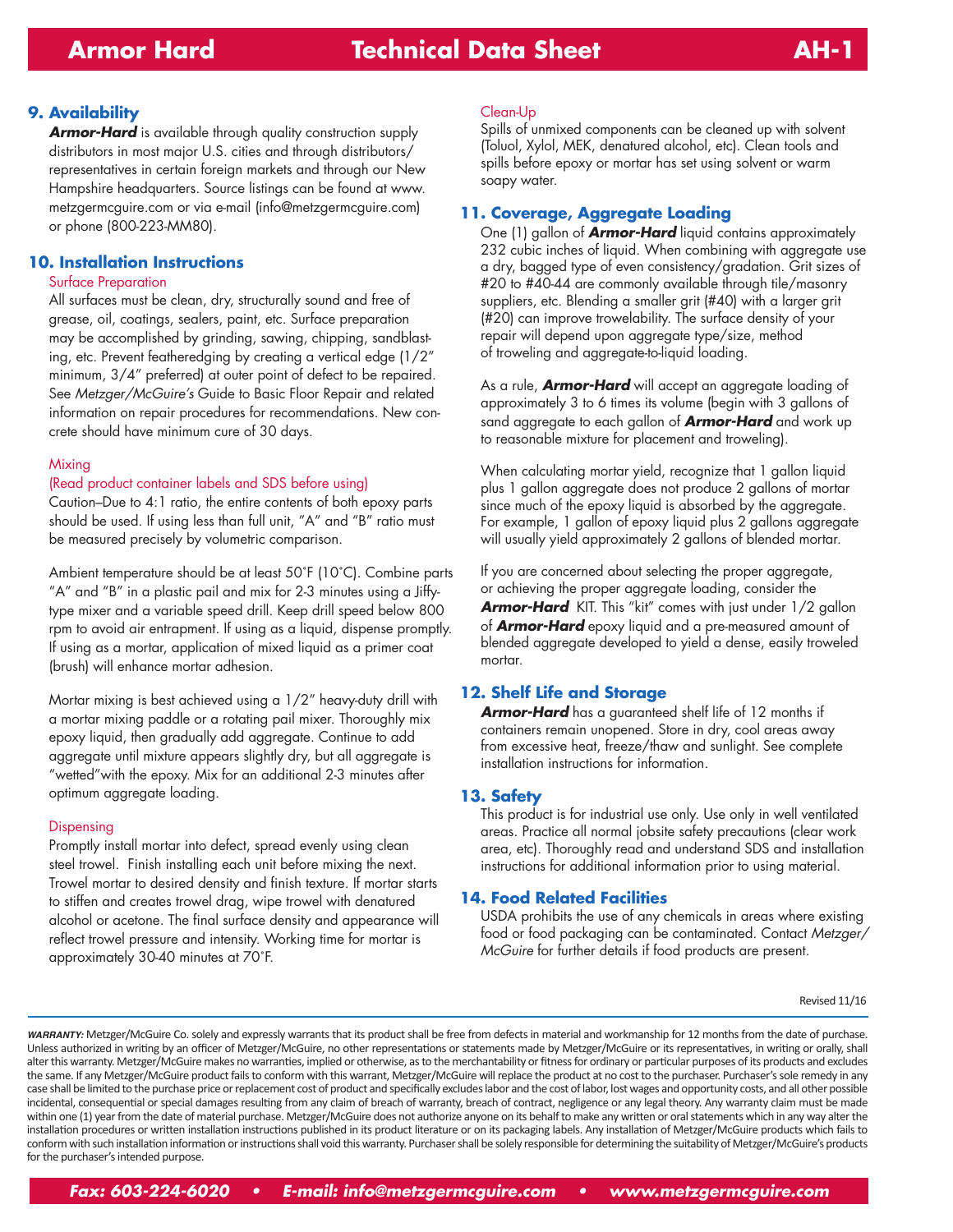## 9. Availability

***Armor-Hard*** is available through quality construction supply distributors in most major U.S. cities and through distributors/representatives in certain foreign markets and through our New Hampshire headquarters. Source listings can be found at www.metzgermcguire.com or via e-mail (info@metzgermcguire.com) or phone (800-223-MM80).

## 10. Installation Instructions

### Surface Preparation

All surfaces must be clean, dry, structurally sound and free of grease, oil, coatings, sealers, paint, etc. Surface preparation may be accomplished by grinding, sawing, chipping, sandblasting, etc. Prevent featheredging by creating a vertical edge (1/2" minimum, 3/4" preferred) at outer point of defect to be repaired. See *Metzger/McGuire's* Guide to Basic Floor Repair and related information on repair procedures for recommendations. New concrete should have minimum cure of 30 days.

### Mixing

(Read product container labels and SDS before using)

Caution–Due to 4:1 ratio, the entire contents of both epoxy parts should be used. If using less than full unit, "A" and "B" ratio must be measured precisely by volumetric comparison.

Ambient temperature should be at least 50˚F (10˚C). Combine parts "A" and "B" in a plastic pail and mix for 2-3 minutes using a Jiffy-type mixer and a variable speed drill. Keep drill speed below 800 rpm to avoid air entrapment. If using as a liquid, dispense promptly. If using as a mortar, application of mixed liquid as a primer coat (brush) will enhance mortar adhesion.

Mortar mixing is best achieved using a 1/2" heavy-duty drill with a mortar mixing paddle or a rotating pail mixer. Thoroughly mix epoxy liquid, then gradually add aggregate. Continue to add aggregate until mixture appears slightly dry, but all aggregate is "wetted"with the epoxy. Mix for an additional 2-3 minutes after optimum aggregate loading.

### Dispensing

Promptly install mortar into defect, spread evenly using clean steel trowel. Finish installing each unit before mixing the next. Trowel mortar to desired density and finish texture. If mortar starts to stiffen and creates trowel drag, wipe trowel with denatured alcohol or acetone. The final surface density and appearance will reflect trowel pressure and intensity. Working time for mortar is approximately 30-40 minutes at 70˚F.

### Clean-Up

Spills of unmixed components can be cleaned up with solvent (Toluol, Xylol, MEK, denatured alcohol, etc). Clean tools and spills before epoxy or mortar has set using solvent or warm soapy water.

## 11. Coverage, Aggregate Loading

One (1) gallon of ***Armor-Hard*** liquid contains approximately 232 cubic inches of liquid. When combining with aggregate use a dry, bagged type of even consistency/gradation. Grit sizes of #20 to #40-44 are commonly available through tile/masonry suppliers, etc. Blending a smaller grit (#40) with a larger grit (#20) can improve trowelability. The surface density of your repair will depend upon aggregate type/size, method of troweling and aggregate-to-liquid loading.

As a rule, ***Armor-Hard*** will accept an aggregate loading of approximately 3 to 6 times its volume (begin with 3 gallons of sand aggregate to each gallon of ***Armor-Hard*** and work up to reasonable mixture for placement and troweling).

When calculating mortar yield, recognize that 1 gallon liquid plus 1 gallon aggregate does not produce 2 gallons of mortar since much of the epoxy liquid is absorbed by the aggregate. For example, 1 gallon of epoxy liquid plus 2 gallons aggregate will usually yield approximately 2 gallons of blended mortar.

If you are concerned about selecting the proper aggregate, or achieving the proper aggregate loading, consider the ***Armor-Hard*** KIT. This "kit" comes with just under 1/2 gallon of ***Armor-Hard*** epoxy liquid and a pre-measured amount of blended aggregate developed to yield a dense, easily troweled mortar.

## 12. Shelf Life and Storage

***Armor-Hard*** has a guaranteed shelf life of 12 months if containers remain unopened. Store in dry, cool areas away from excessive heat, freeze/thaw and sunlight. See complete installation instructions for information.

## 13. Safety

This product is for industrial use only. Use only in well ventilated areas. Practice all normal jobsite safety precautions (clear work area, etc). Thoroughly read and understand SDS and installation instructions for additional information prior to using material.

## 14. Food Related Facilities

USDA prohibits the use of any chemicals in areas where existing food or food packaging can be contaminated. Contact *Metzger/McGuire* for further details if food products are present.

Revised 11/16

***WARRANTY:*** Metzger/McGuire Co. solely and expressly warrants that its product shall be free from defects in material and workmanship for 12 months from the date of purchase. Unless authorized in writing by an officer of Metzger/McGuire, no other representations or statements made by Metzger/McGuire or its representatives, in writing or orally, shall alter this warranty. Metzger/McGuire makes no warranties, implied or otherwise, as to the merchantability or fitness for ordinary or particular purposes of its products and excludes the same. If any Metzger/McGuire product fails to conform with this warrant, Metzger/McGuire will replace the product at no cost to the purchaser. Purchaser's sole remedy in any case shall be limited to the purchase price or replacement cost of product and specifically excludes labor and the cost of labor, lost wages and opportunity costs, and all other possible incidental, consequential or special damages resulting from any claim of breach of warranty, breach of contract, negligence or any legal theory. Any warranty claim must be made within one (1) year from the date of material purchase. Metzger/McGuire does not authorize anyone on its behalf to make any written or oral statements which in any way alter the installation procedures or written installation instructions published in its product literature or on its packaging labels. Any installation of Metzger/McGuire products which fails to conform with such installation information or instructions shall void this warranty. Purchaser shall be solely responsible for determining the suitability of Metzger/McGuire's products for the purchaser's intended purpose.